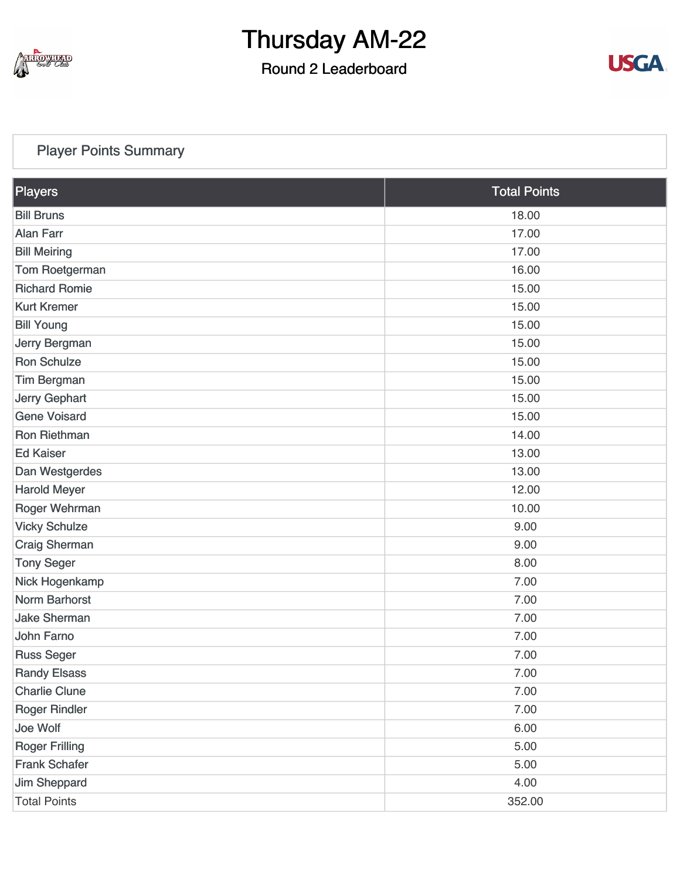# Thursday AM-22

## Round 2 Leaderboard

### Player Points Summary

| Players | Total Points |
|---|---|
| Bill Bruns | 18.00 |
| Alan Farr | 17.00 |
| Bill Meiring | 17.00 |
| Tom Roetgerman | 16.00 |
| Richard Romie | 15.00 |
| Kurt Kremer | 15.00 |
| Bill Young | 15.00 |
| Jerry Bergman | 15.00 |
| Ron Schulze | 15.00 |
| Tim Bergman | 15.00 |
| Jerry Gephart | 15.00 |
| Gene Voisard | 15.00 |
| Ron Riethman | 14.00 |
| Ed Kaiser | 13.00 |
| Dan Westgerdes | 13.00 |
| Harold Meyer | 12.00 |
| Roger Wehrman | 10.00 |
| Vicky Schulze | 9.00 |
| Craig Sherman | 9.00 |
| Tony Seger | 8.00 |
| Nick Hogenkamp | 7.00 |
| Norm Barhorst | 7.00 |
| Jake Sherman | 7.00 |
| John Farno | 7.00 |
| Russ Seger | 7.00 |
| Randy Elsass | 7.00 |
| Charlie Clune | 7.00 |
| Roger Rindler | 7.00 |
| Joe Wolf | 6.00 |
| Roger Frilling | 5.00 |
| Frank Schafer | 5.00 |
| Jim Sheppard | 4.00 |
| Total Points | 352.00 |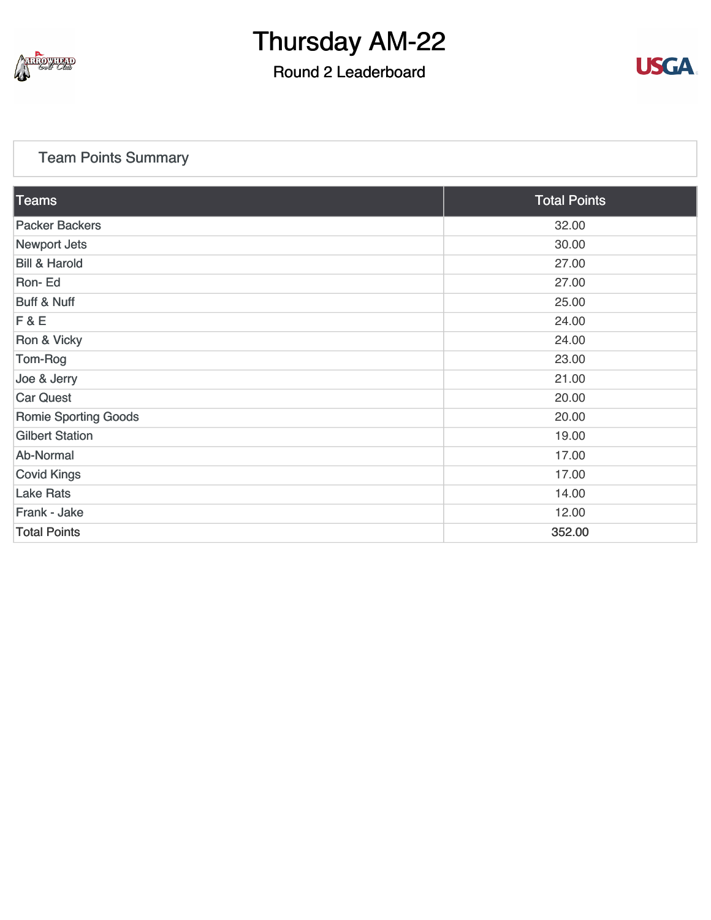# Thursday AM-22

## Round 2 Leaderboard

### Team Points Summary

| Teams | Total Points |
|---|---|
| Packer Backers | 32.00 |
| Newport Jets | 30.00 |
| Bill & Harold | 27.00 |
| Ron- Ed | 27.00 |
| Buff & Nuff | 25.00 |
| F & E | 24.00 |
| Ron & Vicky | 24.00 |
| Tom-Rog | 23.00 |
| Joe & Jerry | 21.00 |
| Car Quest | 20.00 |
| Romie Sporting Goods | 20.00 |
| Gilbert Station | 19.00 |
| Ab-Normal | 17.00 |
| Covid Kings | 17.00 |
| Lake Rats | 14.00 |
| Frank - Jake | 12.00 |
| Total Points | 352.00 |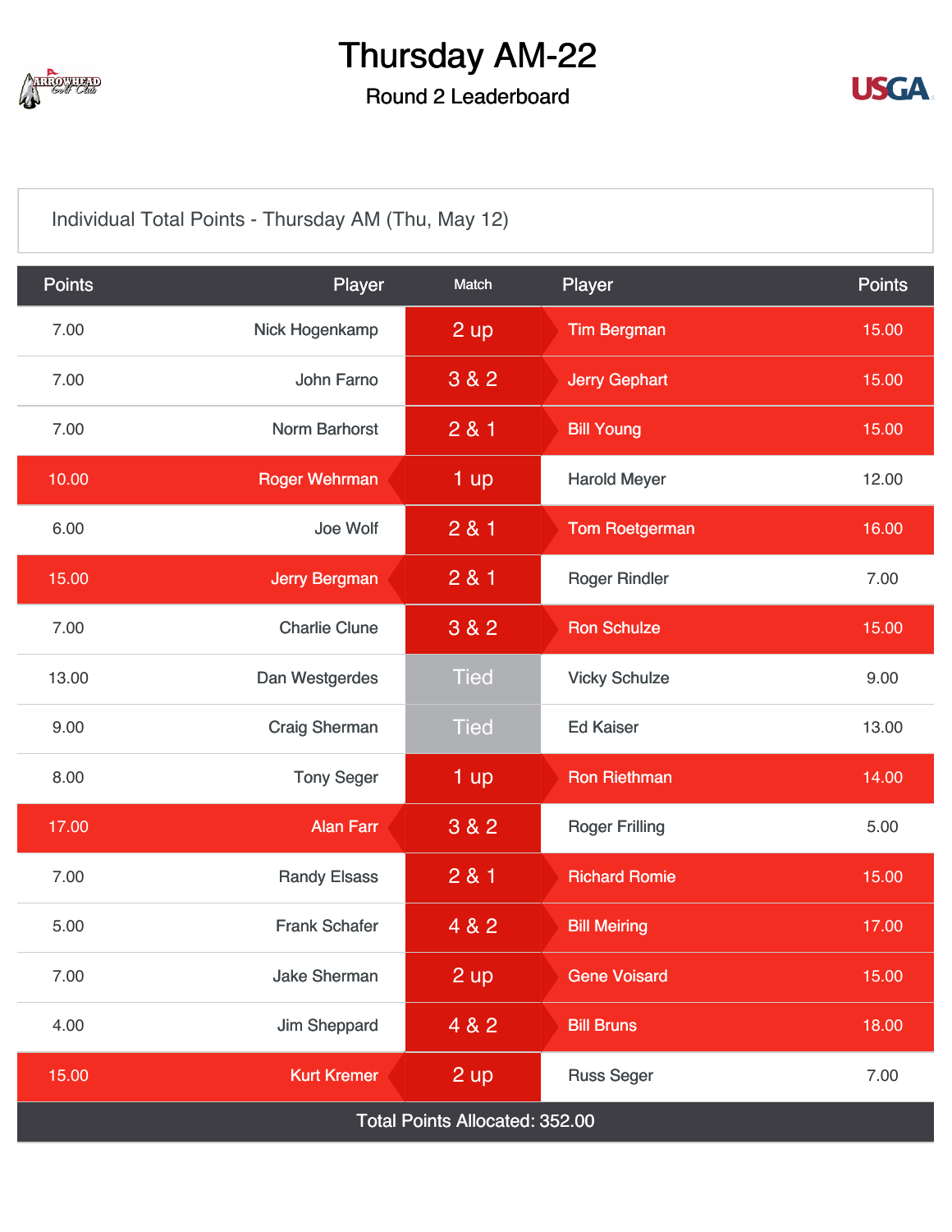# Thursday AM-22

## Round 2 Leaderboard

Individual Total Points - Thursday AM (Thu, May 12)

| Points | Player | Match | Player | Points |
|---|---|---|---|---|
| 7.00 | Nick Hogenkamp | 2 up | Tim Bergman | 15.00 |
| 7.00 | John Farno | 3 & 2 | Jerry Gephart | 15.00 |
| 7.00 | Norm Barhorst | 2 & 1 | Bill Young | 15.00 |
| 10.00 | Roger Wehrman | 1 up | Harold Meyer | 12.00 |
| 6.00 | Joe Wolf | 2 & 1 | Tom Roetgerman | 16.00 |
| 15.00 | Jerry Bergman | 2 & 1 | Roger Rindler | 7.00 |
| 7.00 | Charlie Clune | 3 & 2 | Ron Schulze | 15.00 |
| 13.00 | Dan Westgerdes | Tied | Vicky Schulze | 9.00 |
| 9.00 | Craig Sherman | Tied | Ed Kaiser | 13.00 |
| 8.00 | Tony Seger | 1 up | Ron Riethman | 14.00 |
| 17.00 | Alan Farr | 3 & 2 | Roger Frilling | 5.00 |
| 7.00 | Randy Elsass | 2 & 1 | Richard Romie | 15.00 |
| 5.00 | Frank Schafer | 4 & 2 | Bill Meiring | 17.00 |
| 7.00 | Jake Sherman | 2 up | Gene Voisard | 15.00 |
| 4.00 | Jim Sheppard | 4 & 2 | Bill Bruns | 18.00 |
| 15.00 | Kurt Kremer | 2 up | Russ Seger | 7.00 |

Total Points Allocated: 352.00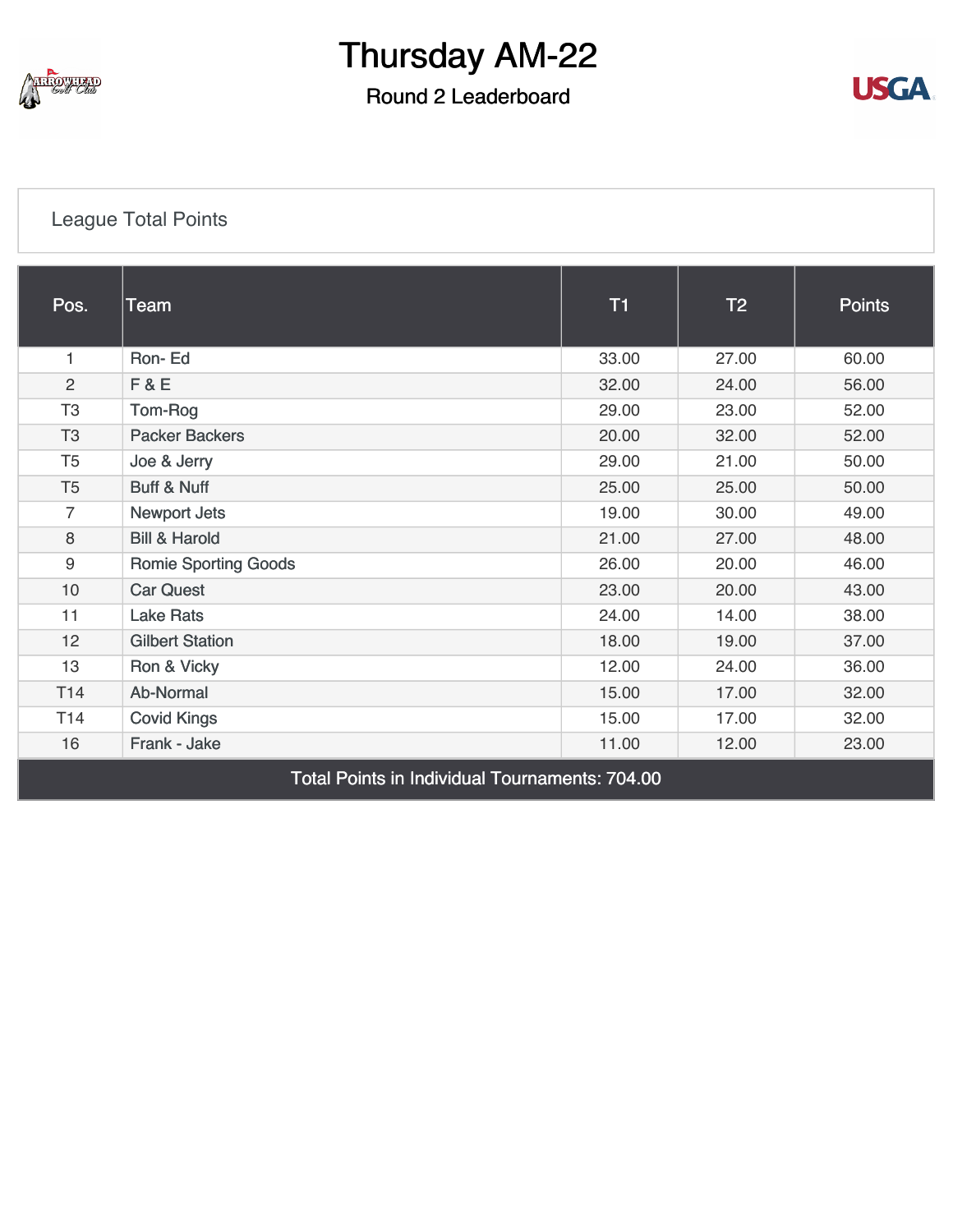# Thursday AM-22

## Round 2 Leaderboard

League Total Points

| Pos. | Team | T1 | T2 | Points |
|---|---|---|---|---|
| 1 | Ron- Ed | 33.00 | 27.00 | 60.00 |
| 2 | F & E | 32.00 | 24.00 | 56.00 |
| T3 | Tom-Rog | 29.00 | 23.00 | 52.00 |
| T3 | Packer Backers | 20.00 | 32.00 | 52.00 |
| T5 | Joe & Jerry | 29.00 | 21.00 | 50.00 |
| T5 | Buff & Nuff | 25.00 | 25.00 | 50.00 |
| 7 | Newport Jets | 19.00 | 30.00 | 49.00 |
| 8 | Bill & Harold | 21.00 | 27.00 | 48.00 |
| 9 | Romie Sporting Goods | 26.00 | 20.00 | 46.00 |
| 10 | Car Quest | 23.00 | 20.00 | 43.00 |
| 11 | Lake Rats | 24.00 | 14.00 | 38.00 |
| 12 | Gilbert Station | 18.00 | 19.00 | 37.00 |
| 13 | Ron & Vicky | 12.00 | 24.00 | 36.00 |
| T14 | Ab-Normal | 15.00 | 17.00 | 32.00 |
| T14 | Covid Kings | 15.00 | 17.00 | 32.00 |
| 16 | Frank - Jake | 11.00 | 12.00 | 23.00 |

Total Points in Individual Tournaments: 704.00